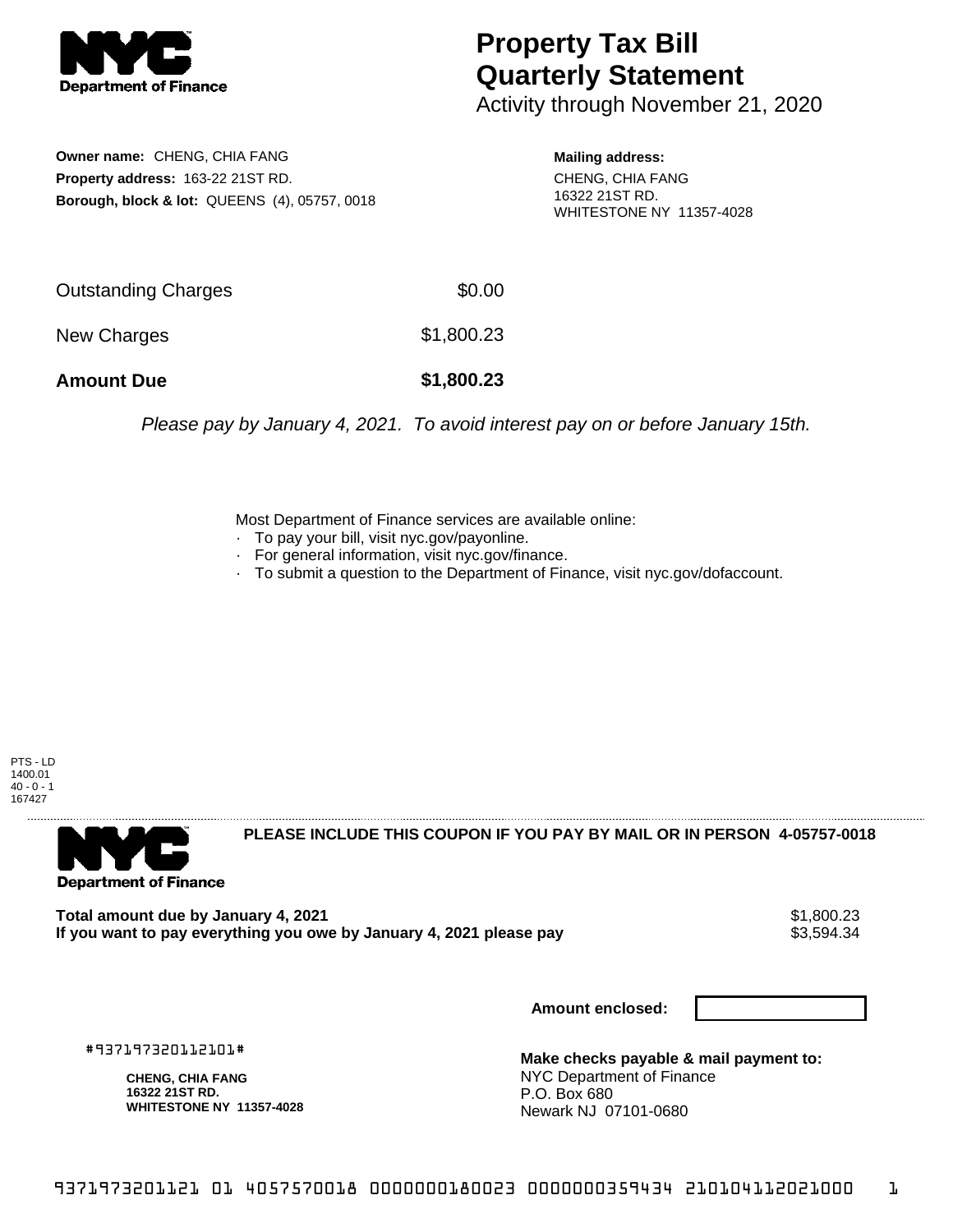# Property Tax Bill Quarterly Statement

Activity through November 21, 2020

**Owner name:** CHENG, CHIA FANG
**Property address:** 163-22 21ST RD.
**Borough, block & lot:** QUEENS (4), 05757, 0018

**Mailing address:**
CHENG, CHIA FANG
16322 21ST RD.
WHITESTONE NY 11357-4028

| | |
|---|---|
| Outstanding Charges | $0.00 |
| New Charges | $1,800.23 |
| **Amount Due** | **$1,800.23** |

*Please pay by January 4, 2021. To avoid interest pay on or before January 15th.*

Most Department of Finance services are available online:
- To pay your bill, visit nyc.gov/payonline.
- For general information, visit nyc.gov/finance.
- To submit a question to the Department of Finance, visit nyc.gov/dofaccount.

PTS - LD
1400.01
40 - 0 - 1
167427

**PLEASE INCLUDE THIS COUPON IF YOU PAY BY MAIL OR IN PERSON 4-05757-0018**

| | |
|---|---|
| **Total amount due by January 4, 2021** | $1,800.23 |
| **If you want to pay everything you owe by January 4, 2021 please pay** | $3,594.34 |

**Amount enclosed:**

#937197320112101#

**CHENG, CHIA FANG**
**16322 21ST RD.**
**WHITESTONE NY 11357-4028**

**Make checks payable & mail payment to:**
NYC Department of Finance
P.O. Box 680
Newark NJ 07101-0680

9371973201121 01 4057570018 0000000180023 0000000359434 210104112021000 1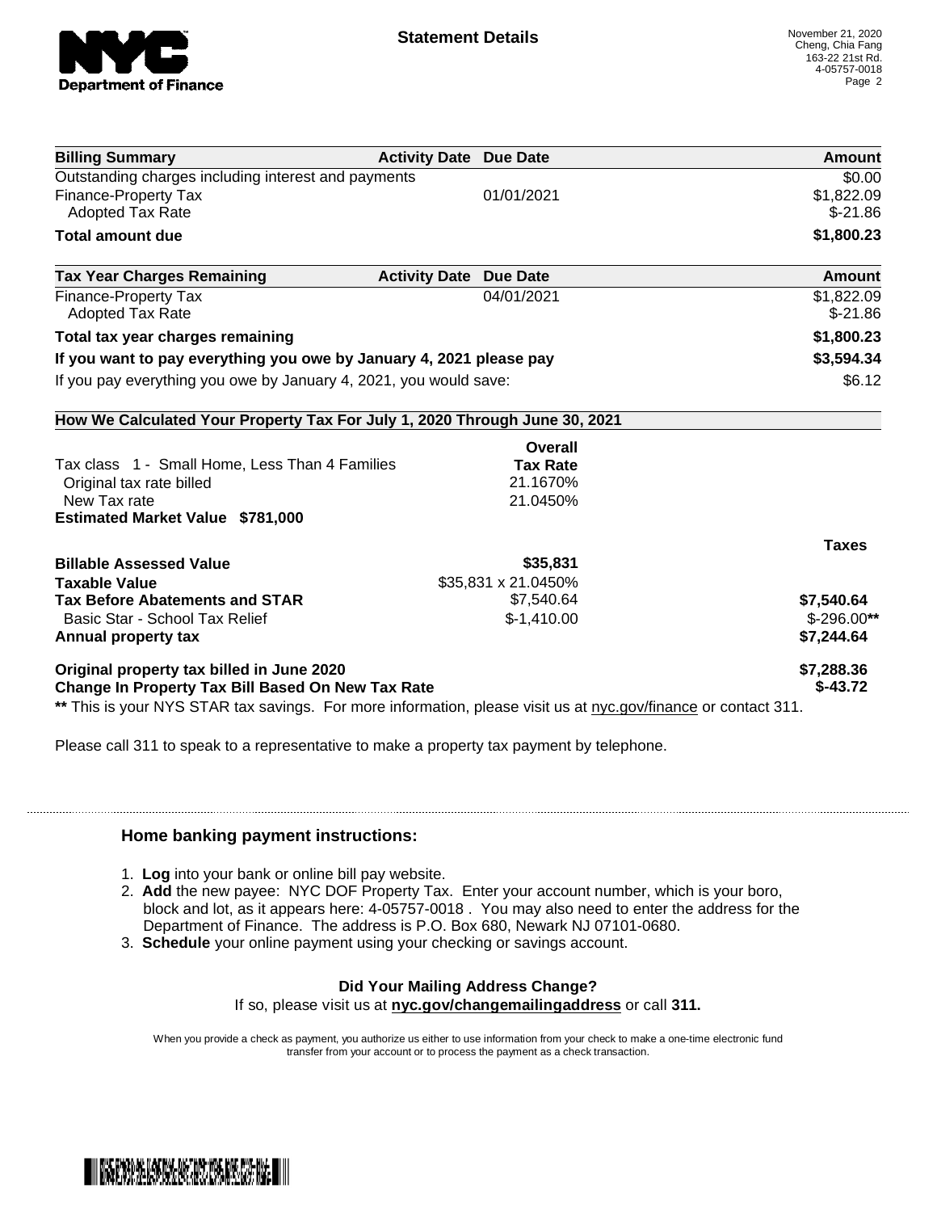# Statement Details

November 21, 2020
Cheng, Chia Fang
163-22 21st Rd.
4-05757-0018

| Billing Summary | Activity Date | Due Date | Amount |
|---|---|---|---|
| Outstanding charges including interest and payments | | | $0.00 |
| Finance-Property Tax | | 01/01/2021 | $1,822.09 |
| Adopted Tax Rate | | | $-21.86 |
| **Total amount due** | | | **$1,800.23** |

| Tax Year Charges Remaining | Activity Date | Due Date | Amount |
|---|---|---|---|
| Finance-Property Tax | | 04/01/2021 | $1,822.09 |
| Adopted Tax Rate | | | $-21.86 |
| **Total tax year charges remaining** | | | **$1,800.23** |
| **If you want to pay everything you owe by January 4, 2021 please pay** | | | **$3,594.34** |
| If you pay everything you owe by January 4, 2021, you would save: | | | $6.12 |

**How We Calculated Your Property Tax For July 1, 2020 Through June 30, 2021**

| | Overall Tax Rate | |
|---|---|---|
| Tax class 1 - Small Home, Less Than 4 Families | | |
| Original tax rate billed | 21.1670% | |
| New Tax rate | 21.0450% | |
| **Estimated Market Value $781,000** | | |
| | | **Taxes** |
| **Billable Assessed Value** | **$35,831** | |
| **Taxable Value** | $35,831 x 21.0450% | |
| **Tax Before Abatements and STAR** | $7,540.64 | **$7,540.64** |
| Basic Star - School Tax Relief | $-1,410.00 | $-296.00** |
| **Annual property tax** | | **$7,244.64** |
| **Original property tax billed in June 2020** | | **$7,288.36** |
| **Change In Property Tax Bill Based On New Tax Rate** | | **$-43.72** |

** This is your NYS STAR tax savings. For more information, please visit us at nyc.gov/finance or contact 311.

Please call 311 to speak to a representative to make a property tax payment by telephone.

### Home banking payment instructions:

1. **Log** into your bank or online bill pay website.
2. **Add** the new payee: NYC DOF Property Tax. Enter your account number, which is your boro, block and lot, as it appears here: 4-05757-0018 . You may also need to enter the address for the Department of Finance. The address is P.O. Box 680, Newark NJ 07101-0680.
3. **Schedule** your online payment using your checking or savings account.

**Did Your Mailing Address Change?**

If so, please visit us at **nyc.gov/changemailingaddress** or call **311.**

When you provide a check as payment, you authorize us either to use information from your check to make a one-time electronic fund transfer from your account or to process the payment as a check transaction.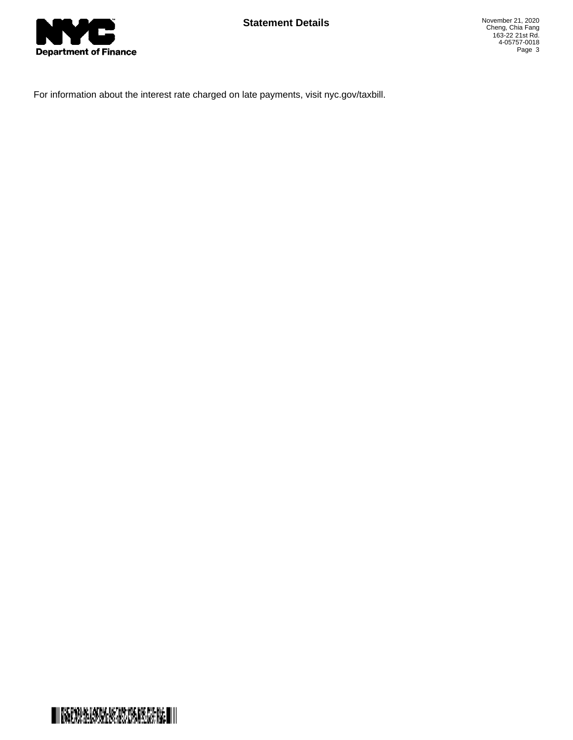For information about the interest rate charged on late payments, visit nyc.gov/taxbill.